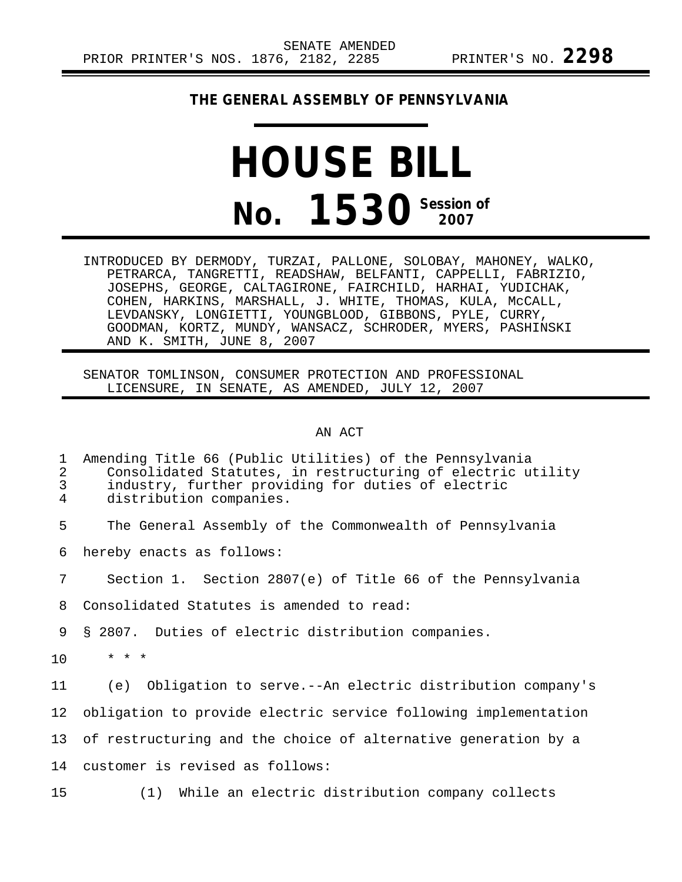SENATE AMENDED
PRIOR PRINTER'S NOS. 1876, 2182, 2285 PRINTER'S NO. **2298**

**THE GENERAL ASSEMBLY OF PENNSYLVANIA**

# HOUSE BILL

# No. 1530 Session of 2007

INTRODUCED BY DERMODY, TURZAI, PALLONE, SOLOBAY, MAHONEY, WALKO, PETRARCA, TANGRETTI, READSHAW, BELFANTI, CAPPELLI, FABRIZIO, JOSEPHS, GEORGE, CALTAGIRONE, FAIRCHILD, HARHAI, YUDICHAK, COHEN, HARKINS, MARSHALL, J. WHITE, THOMAS, KULA, McCALL, LEVDANSKY, LONGIETTI, YOUNGBLOOD, GIBBONS, PYLE, CURRY, GOODMAN, KORTZ, MUNDY, WANSACZ, SCHRODER, MYERS, PASHINSKI AND K. SMITH, JUNE 8, 2007

SENATOR TOMLINSON, CONSUMER PROTECTION AND PROFESSIONAL LICENSURE, IN SENATE, AS AMENDED, JULY 12, 2007

AN ACT

Amending Title 66 (Public Utilities) of the Pennsylvania Consolidated Statutes, in restructuring of electric utility industry, further providing for duties of electric distribution companies.

The General Assembly of the Commonwealth of Pennsylvania hereby enacts as follows:

Section 1. Section 2807(e) of Title 66 of the Pennsylvania Consolidated Statutes is amended to read:

§ 2807. Duties of electric distribution companies.

\* \* \*

(e) Obligation to serve.--An electric distribution company's obligation to provide electric service following implementation of restructuring and the choice of alternative generation by a customer is revised as follows:

(1) While an electric distribution company collects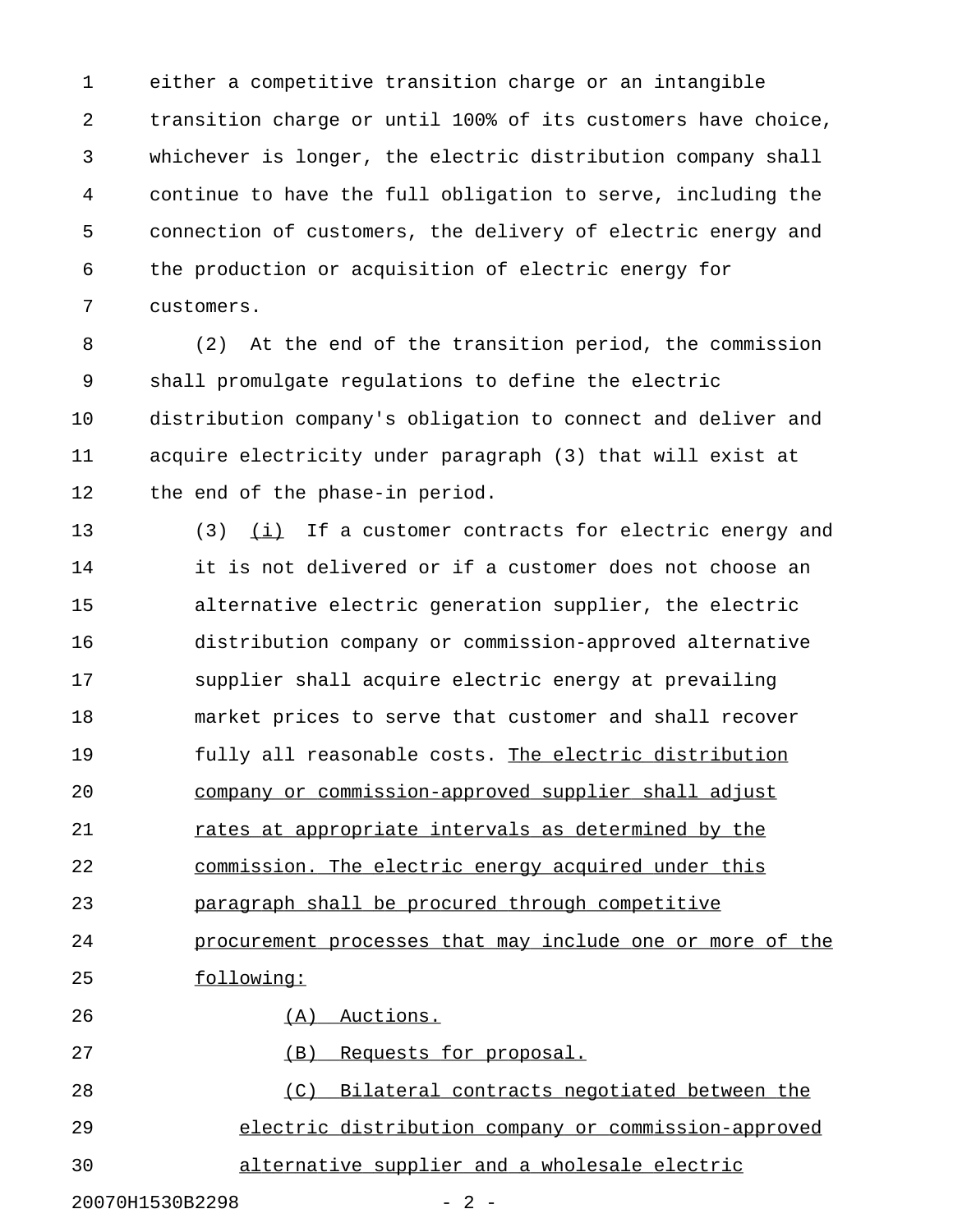either a competitive transition charge or an intangible transition charge or until 100% of its customers have choice, whichever is longer, the electric distribution company shall continue to have the full obligation to serve, including the connection of customers, the delivery of electric energy and the production or acquisition of electric energy for customers.

(2) At the end of the transition period, the commission shall promulgate regulations to define the electric distribution company's obligation to connect and deliver and acquire electricity under paragraph (3) that will exist at the end of the phase-in period.

(3) <u>(i)</u> If a customer contracts for electric energy and it is not delivered or if a customer does not choose an alternative electric generation supplier, the electric distribution company or commission-approved alternative supplier shall acquire electric energy at prevailing market prices to serve that customer and shall recover fully all reasonable costs. <u>The electric distribution company or commission-approved supplier shall adjust rates at appropriate intervals as determined by the commission. The electric energy acquired under this paragraph shall be procured through competitive procurement processes that may include one or more of the following:</u>

<u>(A) Auctions.</u>

<u>(B) Requests for proposal.</u>

<u>(C) Bilateral contracts negotiated between the electric distribution company or commission-approved alternative supplier and a wholesale electric</u>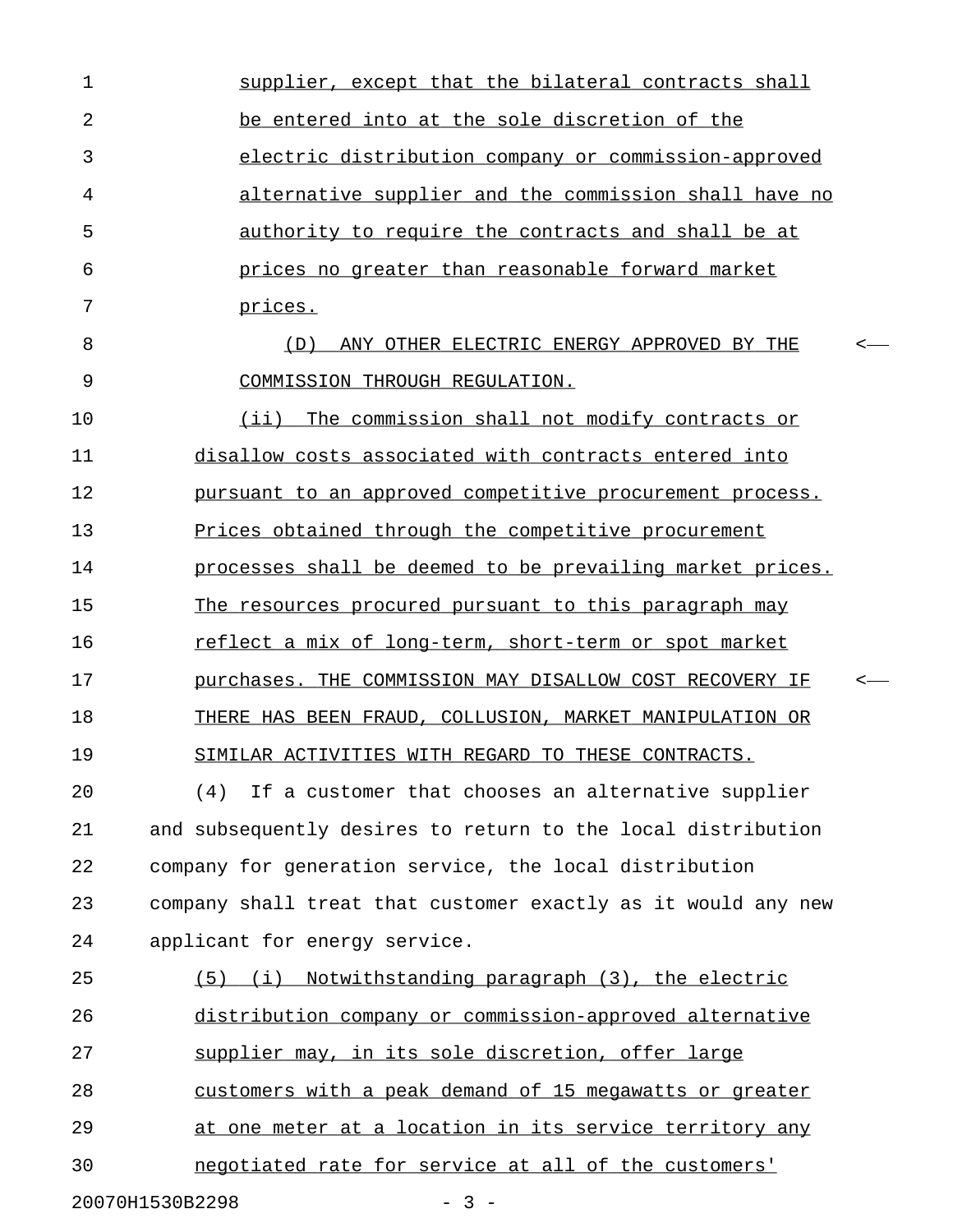supplier, except that the bilateral contracts shall be entered into at the sole discretion of the electric distribution company or commission-approved alternative supplier and the commission shall have no authority to require the contracts and shall be at prices no greater than reasonable forward market prices.

(D) ANY OTHER ELECTRIC ENERGY APPROVED BY THE COMMISSION THROUGH REGULATION.

(ii) The commission shall not modify contracts or disallow costs associated with contracts entered into pursuant to an approved competitive procurement process. Prices obtained through the competitive procurement processes shall be deemed to be prevailing market prices. The resources procured pursuant to this paragraph may reflect a mix of long-term, short-term or spot market purchases. THE COMMISSION MAY DISALLOW COST RECOVERY IF THERE HAS BEEN FRAUD, COLLUSION, MARKET MANIPULATION OR SIMILAR ACTIVITIES WITH REGARD TO THESE CONTRACTS.

(4) If a customer that chooses an alternative supplier and subsequently desires to return to the local distribution company for generation service, the local distribution company shall treat that customer exactly as it would any new applicant for energy service.

(5) (i) Notwithstanding paragraph (3), the electric distribution company or commission-approved alternative supplier may, in its sole discretion, offer large customers with a peak demand of 15 megawatts or greater at one meter at a location in its service territory any negotiated rate for service at all of the customers'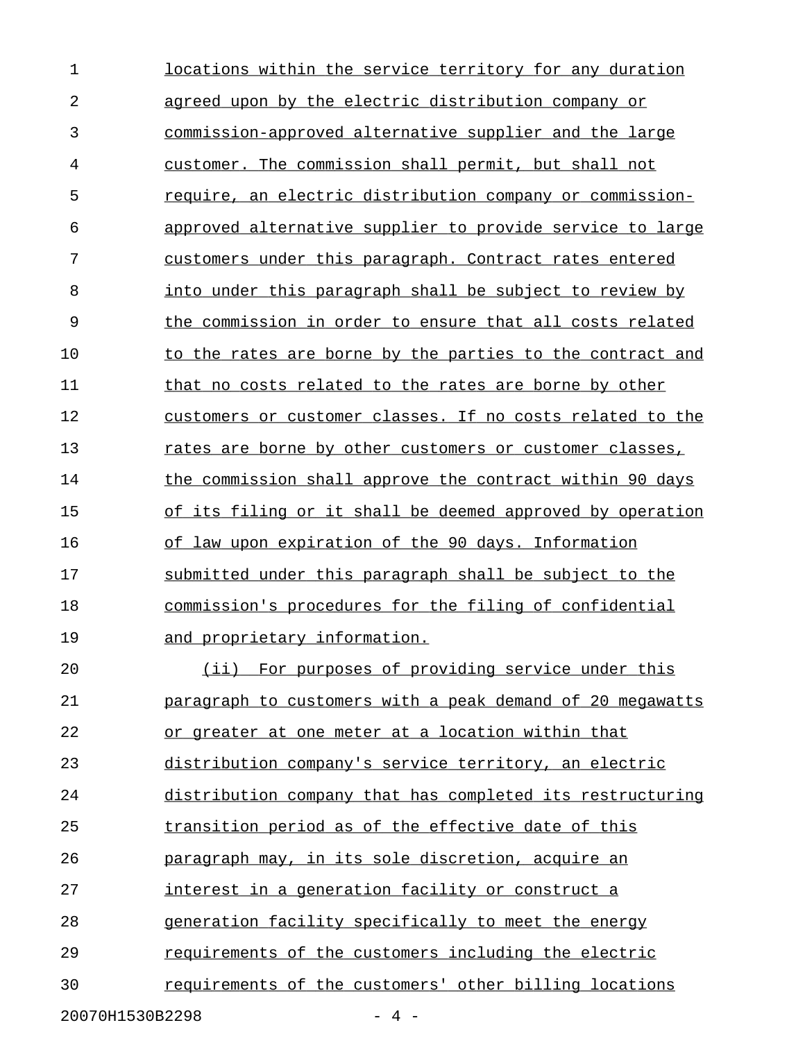locations within the service territory for any duration agreed upon by the electric distribution company or commission-approved alternative supplier and the large customer. The commission shall permit, but shall not require, an electric distribution company or commission-approved alternative supplier to provide service to large customers under this paragraph. Contract rates entered into under this paragraph shall be subject to review by the commission in order to ensure that all costs related to the rates are borne by the parties to the contract and that no costs related to the rates are borne by other customers or customer classes. If no costs related to the rates are borne by other customers or customer classes, the commission shall approve the contract within 90 days of its filing or it shall be deemed approved by operation of law upon expiration of the 90 days. Information submitted under this paragraph shall be subject to the commission's procedures for the filing of confidential and proprietary information.

(ii) For purposes of providing service under this paragraph to customers with a peak demand of 20 megawatts or greater at one meter at a location within that distribution company's service territory, an electric distribution company that has completed its restructuring transition period as of the effective date of this paragraph may, in its sole discretion, acquire an interest in a generation facility or construct a generation facility specifically to meet the energy requirements of the customers including the electric requirements of the customers' other billing locations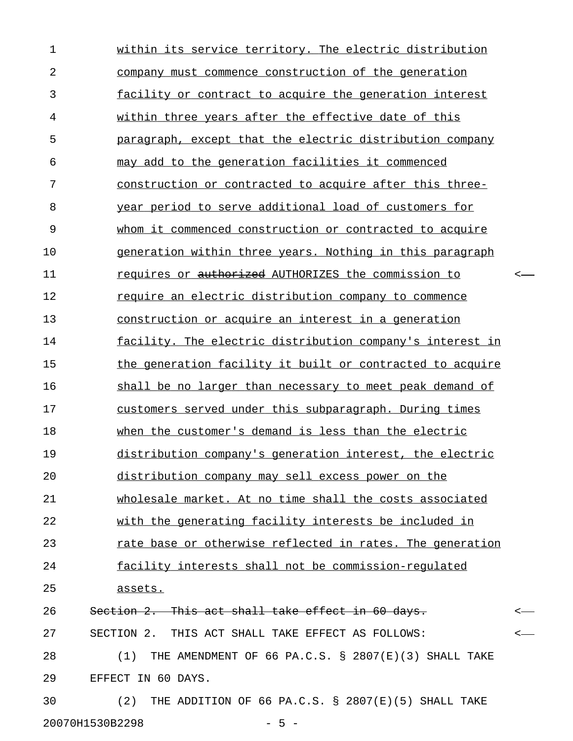within its service territory. The electric distribution company must commence construction of the generation facility or contract to acquire the generation interest within three years after the effective date of this paragraph, except that the electric distribution company may add to the generation facilities it commenced construction or contracted to acquire after this three-year period to serve additional load of customers for whom it commenced construction or contracted to acquire generation within three years. Nothing in this paragraph requires or ~~authorized~~ AUTHORIZES the commission to require an electric distribution company to commence construction or acquire an interest in a generation facility. The electric distribution company's interest in the generation facility it built or contracted to acquire shall be no larger than necessary to meet peak demand of customers served under this subparagraph. During times when the customer's demand is less than the electric distribution company's generation interest, the electric distribution company may sell excess power on the wholesale market. At no time shall the costs associated with the generating facility interests be included in rate base or otherwise reflected in rates. The generation facility interests shall not be commission-regulated assets.

~~Section 2. This act shall take effect in 60 days.~~

SECTION 2. THIS ACT SHALL TAKE EFFECT AS FOLLOWS:

(1) THE AMENDMENT OF 66 PA.C.S. § 2807(E)(3) SHALL TAKE EFFECT IN 60 DAYS.

(2) THE ADDITION OF 66 PA.C.S. § 2807(E)(5) SHALL TAKE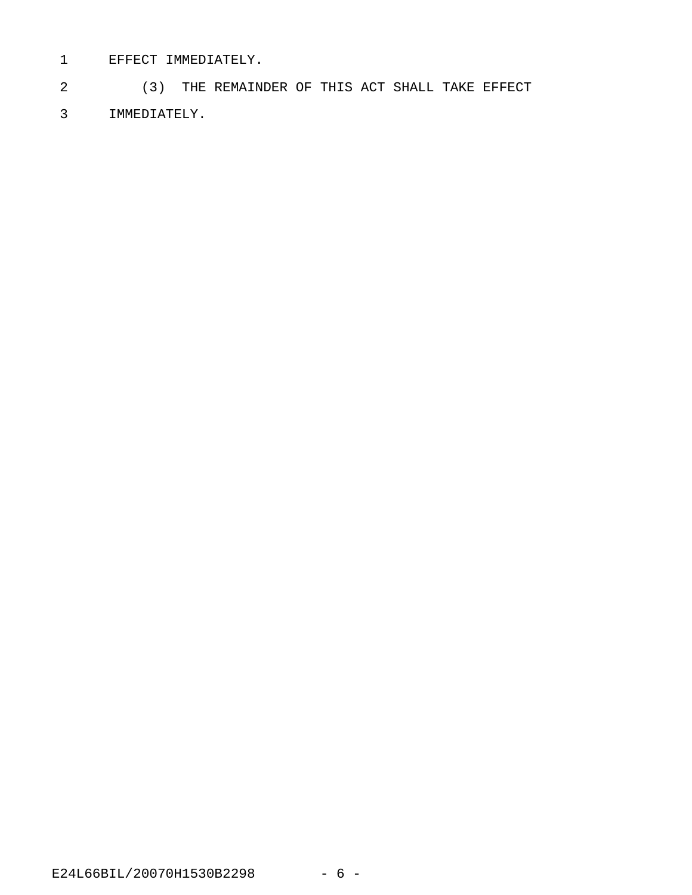EFFECT IMMEDIATELY.

(3) THE REMAINDER OF THIS ACT SHALL TAKE EFFECT IMMEDIATELY.